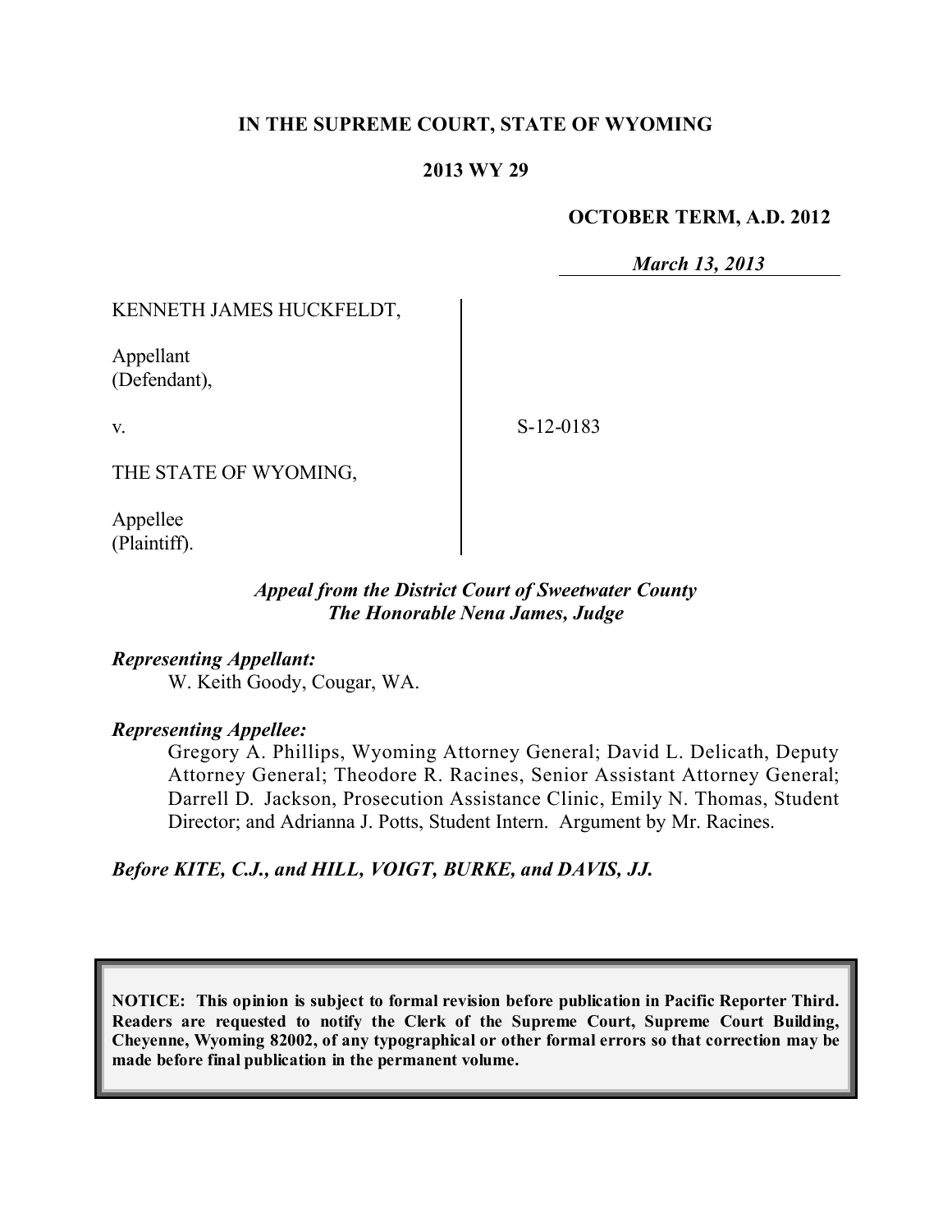**IN THE SUPREME COURT, STATE OF WYOMING**

**2013 WY 29**

**OCTOBER TERM, A.D. 2012**

*March 13, 2013*

KENNETH JAMES HUCKFELDT,

Appellant
(Defendant),

v.

THE STATE OF WYOMING,

Appellee
(Plaintiff).

S-12-0183

*Appeal from the District Court of Sweetwater County*
*The Honorable Nena James, Judge*

***Representing Appellant:***
W. Keith Goody, Cougar, WA.

***Representing Appellee:***
Gregory A. Phillips, Wyoming Attorney General; David L. Delicath, Deputy Attorney General; Theodore R. Racines, Senior Assistant Attorney General; Darrell D. Jackson, Prosecution Assistance Clinic, Emily N. Thomas, Student Director; and Adrianna J. Potts, Student Intern. Argument by Mr. Racines.

***Before KITE, C.J., and HILL, VOIGT, BURKE, and DAVIS, JJ.***

**NOTICE: This opinion is subject to formal revision before publication in Pacific Reporter Third. Readers are requested to notify the Clerk of the Supreme Court, Supreme Court Building, Cheyenne, Wyoming 82002, of any typographical or other formal errors so that correction may be made before final publication in the permanent volume.**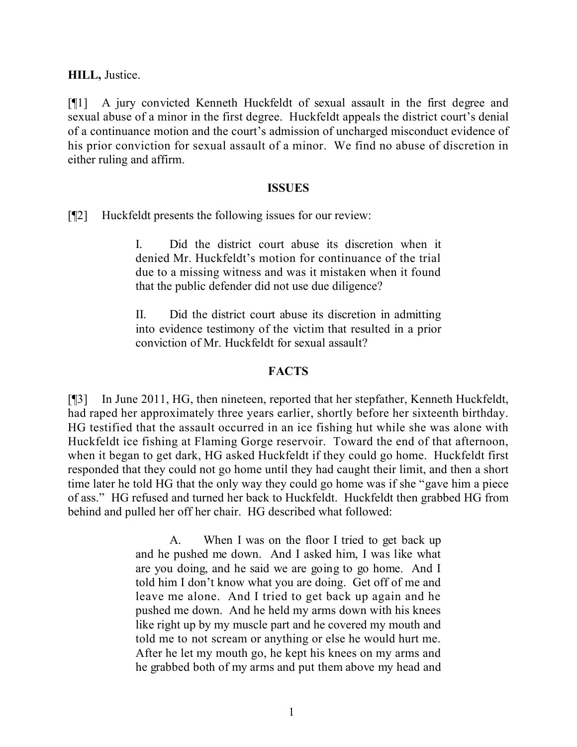**HILL,** Justice.

[¶1] A jury convicted Kenneth Huckfeldt of sexual assault in the first degree and sexual abuse of a minor in the first degree. Huckfeldt appeals the district court's denial of a continuance motion and the court's admission of uncharged misconduct evidence of his prior conviction for sexual assault of a minor. We find no abuse of discretion in either ruling and affirm.

## ISSUES

[¶2] Huckfeldt presents the following issues for our review:

> I. Did the district court abuse its discretion when it denied Mr. Huckfeldt's motion for continuance of the trial due to a missing witness and was it mistaken when it found that the public defender did not use due diligence?
>
> II. Did the district court abuse its discretion in admitting into evidence testimony of the victim that resulted in a prior conviction of Mr. Huckfeldt for sexual assault?

## FACTS

[¶3] In June 2011, HG, then nineteen, reported that her stepfather, Kenneth Huckfeldt, had raped her approximately three years earlier, shortly before her sixteenth birthday. HG testified that the assault occurred in an ice fishing hut while she was alone with Huckfeldt ice fishing at Flaming Gorge reservoir. Toward the end of that afternoon, when it began to get dark, HG asked Huckfeldt if they could go home. Huckfeldt first responded that they could not go home until they had caught their limit, and then a short time later he told HG that the only way they could go home was if she "gave him a piece of ass." HG refused and turned her back to Huckfeldt. Huckfeldt then grabbed HG from behind and pulled her off her chair. HG described what followed:

> A. When I was on the floor I tried to get back up and he pushed me down. And I asked him, I was like what are you doing, and he said we are going to go home. And I told him I don't know what you are doing. Get off of me and leave me alone. And I tried to get back up again and he pushed me down. And he held my arms down with his knees like right up by my muscle part and he covered my mouth and told me to not scream or anything or else he would hurt me. After he let my mouth go, he kept his knees on my arms and he grabbed both of my arms and put them above my head and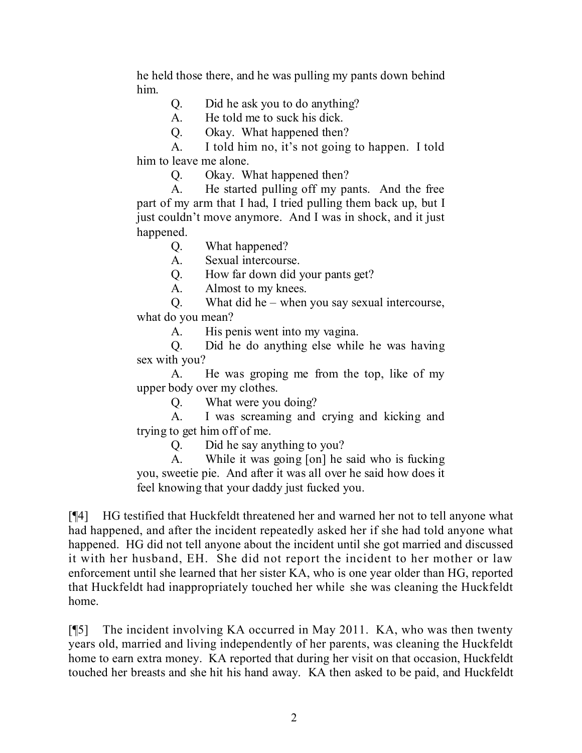he held those there, and he was pulling my pants down behind him.

> Q. Did he ask you to do anything?
>
> A. He told me to suck his dick.
>
> Q. Okay. What happened then?
>
> A. I told him no, it's not going to happen. I told him to leave me alone.
>
> Q. Okay. What happened then?
>
> A. He started pulling off my pants. And the free part of my arm that I had, I tried pulling them back up, but I just couldn't move anymore. And I was in shock, and it just happened.
>
> Q. What happened?
>
> A. Sexual intercourse.
>
> Q. How far down did your pants get?
>
> A. Almost to my knees.
>
> Q. What did he – when you say sexual intercourse, what do you mean?
>
> A. His penis went into my vagina.
>
> Q. Did he do anything else while he was having sex with you?
>
> A. He was groping me from the top, like of my upper body over my clothes.
>
> Q. What were you doing?
>
> A. I was screaming and crying and kicking and trying to get him off of me.
>
> Q. Did he say anything to you?
>
> A. While it was going [on] he said who is fucking you, sweetie pie. And after it was all over he said how does it feel knowing that your daddy just fucked you.

[¶4] HG testified that Huckfeldt threatened her and warned her not to tell anyone what had happened, and after the incident repeatedly asked her if she had told anyone what happened. HG did not tell anyone about the incident until she got married and discussed it with her husband, EH. She did not report the incident to her mother or law enforcement until she learned that her sister KA, who is one year older than HG, reported that Huckfeldt had inappropriately touched her while she was cleaning the Huckfeldt home.

[¶5] The incident involving KA occurred in May 2011. KA, who was then twenty years old, married and living independently of her parents, was cleaning the Huckfeldt home to earn extra money. KA reported that during her visit on that occasion, Huckfeldt touched her breasts and she hit his hand away. KA then asked to be paid, and Huckfeldt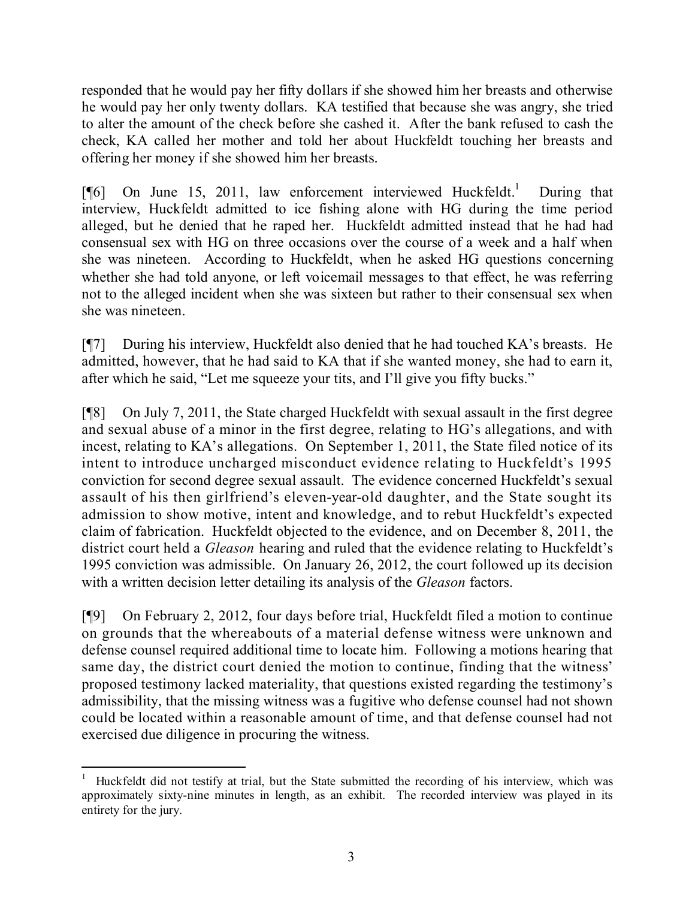responded that he would pay her fifty dollars if she showed him her breasts and otherwise he would pay her only twenty dollars. KA testified that because she was angry, she tried to alter the amount of the check before she cashed it. After the bank refused to cash the check, KA called her mother and told her about Huckfeldt touching her breasts and offering her money if she showed him her breasts.

[¶6] On June 15, 2011, law enforcement interviewed Huckfeldt.[1] During that interview, Huckfeldt admitted to ice fishing alone with HG during the time period alleged, but he denied that he raped her. Huckfeldt admitted instead that he had had consensual sex with HG on three occasions over the course of a week and a half when she was nineteen. According to Huckfeldt, when he asked HG questions concerning whether she had told anyone, or left voicemail messages to that effect, he was referring not to the alleged incident when she was sixteen but rather to their consensual sex when she was nineteen.

[¶7] During his interview, Huckfeldt also denied that he had touched KA's breasts. He admitted, however, that he had said to KA that if she wanted money, she had to earn it, after which he said, "Let me squeeze your tits, and I'll give you fifty bucks."

[¶8] On July 7, 2011, the State charged Huckfeldt with sexual assault in the first degree and sexual abuse of a minor in the first degree, relating to HG's allegations, and with incest, relating to KA's allegations. On September 1, 2011, the State filed notice of its intent to introduce uncharged misconduct evidence relating to Huckfeldt's 1995 conviction for second degree sexual assault. The evidence concerned Huckfeldt's sexual assault of his then girlfriend's eleven-year-old daughter, and the State sought its admission to show motive, intent and knowledge, and to rebut Huckfeldt's expected claim of fabrication. Huckfeldt objected to the evidence, and on December 8, 2011, the district court held a *Gleason* hearing and ruled that the evidence relating to Huckfeldt's 1995 conviction was admissible. On January 26, 2012, the court followed up its decision with a written decision letter detailing its analysis of the *Gleason* factors.

[¶9] On February 2, 2012, four days before trial, Huckfeldt filed a motion to continue on grounds that the whereabouts of a material defense witness were unknown and defense counsel required additional time to locate him. Following a motions hearing that same day, the district court denied the motion to continue, finding that the witness' proposed testimony lacked materiality, that questions existed regarding the testimony's admissibility, that the missing witness was a fugitive who defense counsel had not shown could be located within a reasonable amount of time, and that defense counsel had not exercised due diligence in procuring the witness.

---

[1] Huckfeldt did not testify at trial, but the State submitted the recording of his interview, which was approximately sixty-nine minutes in length, as an exhibit. The recorded interview was played in its entirety for the jury.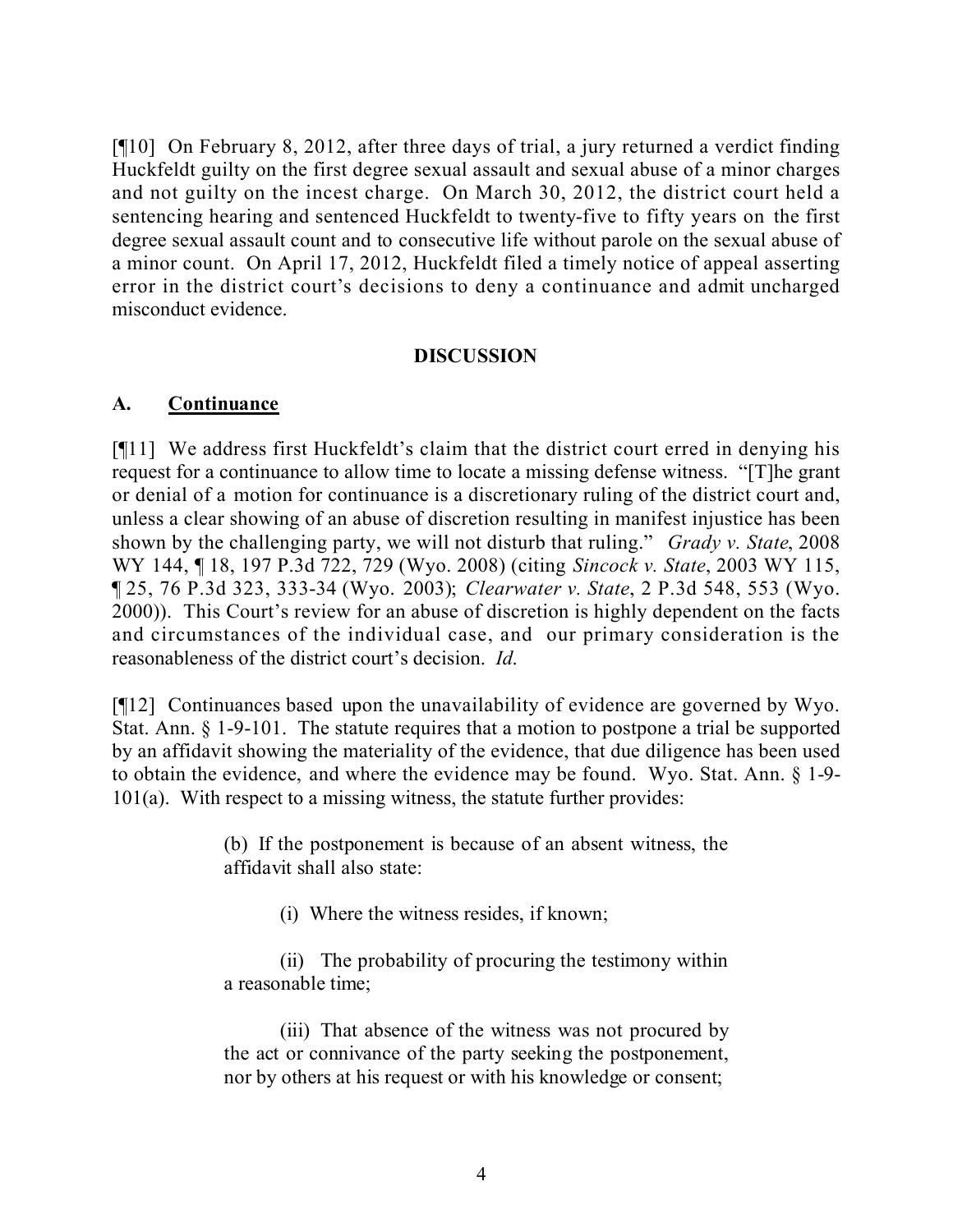[¶10] On February 8, 2012, after three days of trial, a jury returned a verdict finding Huckfeldt guilty on the first degree sexual assault and sexual abuse of a minor charges and not guilty on the incest charge. On March 30, 2012, the district court held a sentencing hearing and sentenced Huckfeldt to twenty-five to fifty years on the first degree sexual assault count and to consecutive life without parole on the sexual abuse of a minor count. On April 17, 2012, Huckfeldt filed a timely notice of appeal asserting error in the district court's decisions to deny a continuance and admit uncharged misconduct evidence.

**DISCUSSION**

**A. <u>Continuance</u>**

[¶11] We address first Huckfeldt's claim that the district court erred in denying his request for a continuance to allow time to locate a missing defense witness. "[T]he grant or denial of a motion for continuance is a discretionary ruling of the district court and, unless a clear showing of an abuse of discretion resulting in manifest injustice has been shown by the challenging party, we will not disturb that ruling." *Grady v. State*, 2008 WY 144, ¶ 18, 197 P.3d 722, 729 (Wyo. 2008) (citing *Sincock v. State*, 2003 WY 115, ¶ 25, 76 P.3d 323, 333-34 (Wyo. 2003); *Clearwater v. State*, 2 P.3d 548, 553 (Wyo. 2000)). This Court's review for an abuse of discretion is highly dependent on the facts and circumstances of the individual case, and our primary consideration is the reasonableness of the district court's decision. *Id.*

[¶12] Continuances based upon the unavailability of evidence are governed by Wyo. Stat. Ann. § 1-9-101. The statute requires that a motion to postpone a trial be supported by an affidavit showing the materiality of the evidence, that due diligence has been used to obtain the evidence, and where the evidence may be found. Wyo. Stat. Ann. § 1-9-101(a). With respect to a missing witness, the statute further provides:

> (b) If the postponement is because of an absent witness, the affidavit shall also state:
>
> (i) Where the witness resides, if known;
>
> (ii) The probability of procuring the testimony within a reasonable time;
>
> (iii) That absence of the witness was not procured by the act or connivance of the party seeking the postponement, nor by others at his request or with his knowledge or consent;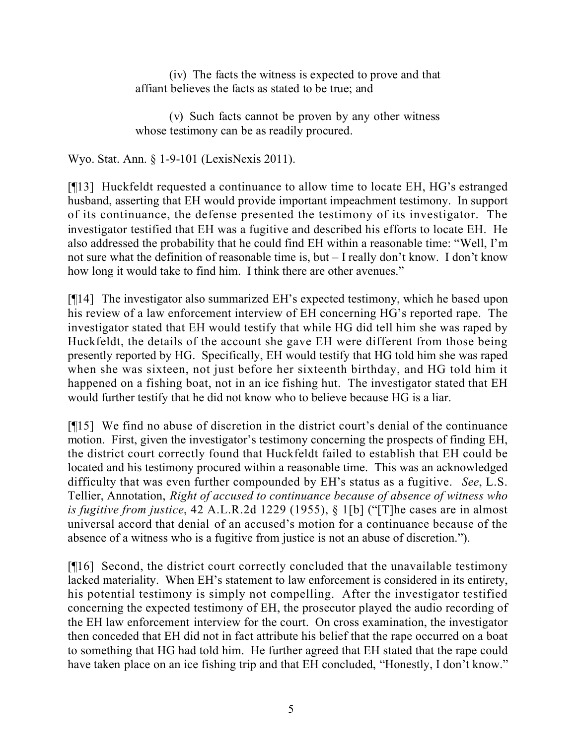(iv) The facts the witness is expected to prove and that affiant believes the facts as stated to be true; and

(v) Such facts cannot be proven by any other witness whose testimony can be as readily procured.

Wyo. Stat. Ann. § 1-9-101 (LexisNexis 2011).

[¶13] Huckfeldt requested a continuance to allow time to locate EH, HG's estranged husband, asserting that EH would provide important impeachment testimony. In support of its continuance, the defense presented the testimony of its investigator. The investigator testified that EH was a fugitive and described his efforts to locate EH. He also addressed the probability that he could find EH within a reasonable time: "Well, I'm not sure what the definition of reasonable time is, but – I really don't know. I don't know how long it would take to find him. I think there are other avenues."

[¶14] The investigator also summarized EH's expected testimony, which he based upon his review of a law enforcement interview of EH concerning HG's reported rape. The investigator stated that EH would testify that while HG did tell him she was raped by Huckfeldt, the details of the account she gave EH were different from those being presently reported by HG. Specifically, EH would testify that HG told him she was raped when she was sixteen, not just before her sixteenth birthday, and HG told him it happened on a fishing boat, not in an ice fishing hut. The investigator stated that EH would further testify that he did not know who to believe because HG is a liar.

[¶15] We find no abuse of discretion in the district court's denial of the continuance motion. First, given the investigator's testimony concerning the prospects of finding EH, the district court correctly found that Huckfeldt failed to establish that EH could be located and his testimony procured within a reasonable time. This was an acknowledged difficulty that was even further compounded by EH's status as a fugitive. *See*, L.S. Tellier, Annotation, *Right of accused to continuance because of absence of witness who is fugitive from justice*, 42 A.L.R.2d 1229 (1955), § 1[b] ("[T]he cases are in almost universal accord that denial of an accused's motion for a continuance because of the absence of a witness who is a fugitive from justice is not an abuse of discretion.").

[¶16] Second, the district court correctly concluded that the unavailable testimony lacked materiality. When EH's statement to law enforcement is considered in its entirety, his potential testimony is simply not compelling. After the investigator testified concerning the expected testimony of EH, the prosecutor played the audio recording of the EH law enforcement interview for the court. On cross examination, the investigator then conceded that EH did not in fact attribute his belief that the rape occurred on a boat to something that HG had told him. He further agreed that EH stated that the rape could have taken place on an ice fishing trip and that EH concluded, "Honestly, I don't know."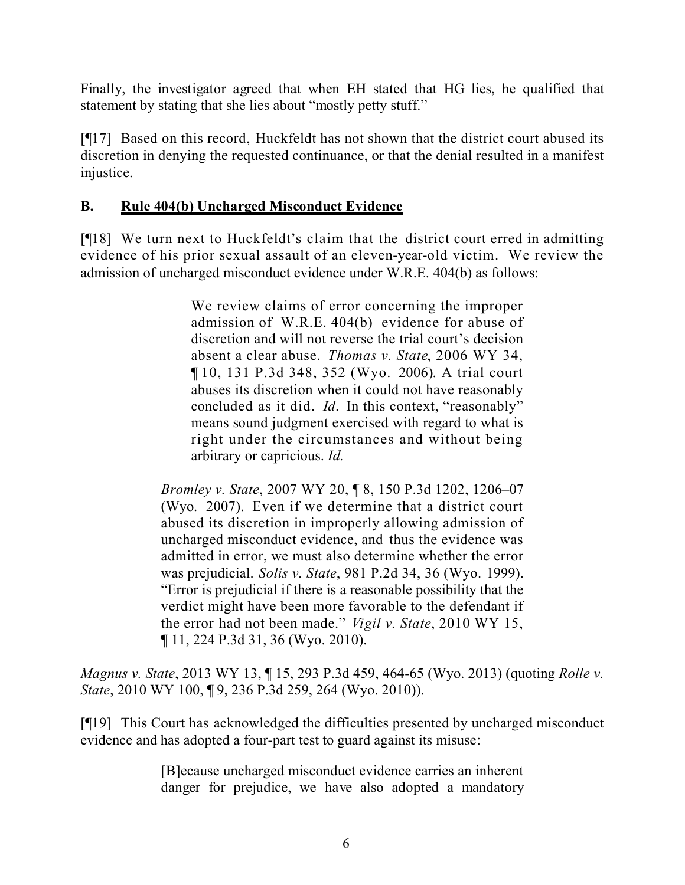Finally, the investigator agreed that when EH stated that HG lies, he qualified that statement by stating that she lies about "mostly petty stuff."

[¶17] Based on this record, Huckfeldt has not shown that the district court abused its discretion in denying the requested continuance, or that the denial resulted in a manifest injustice.

## B. Rule 404(b) Uncharged Misconduct Evidence

[¶18] We turn next to Huckfeldt's claim that the district court erred in admitting evidence of his prior sexual assault of an eleven-year-old victim. We review the admission of uncharged misconduct evidence under W.R.E. 404(b) as follows:

> We review claims of error concerning the improper admission of W.R.E. 404(b) evidence for abuse of discretion and will not reverse the trial court's decision absent a clear abuse. *Thomas v. State*, 2006 WY 34, ¶ 10, 131 P.3d 348, 352 (Wyo. 2006). A trial court abuses its discretion when it could not have reasonably concluded as it did. *Id*. In this context, "reasonably" means sound judgment exercised with regard to what is right under the circumstances and without being arbitrary or capricious. *Id.*
>
> *Bromley v. State*, 2007 WY 20, ¶ 8, 150 P.3d 1202, 1206–07 (Wyo. 2007). Even if we determine that a district court abused its discretion in improperly allowing admission of uncharged misconduct evidence, and thus the evidence was admitted in error, we must also determine whether the error was prejudicial. *Solis v. State*, 981 P.2d 34, 36 (Wyo. 1999). "Error is prejudicial if there is a reasonable possibility that the verdict might have been more favorable to the defendant if the error had not been made." *Vigil v. State*, 2010 WY 15, ¶ 11, 224 P.3d 31, 36 (Wyo. 2010).

*Magnus v. State*, 2013 WY 13, ¶ 15, 293 P.3d 459, 464-65 (Wyo. 2013) (quoting *Rolle v. State*, 2010 WY 100, ¶ 9, 236 P.3d 259, 264 (Wyo. 2010)).

[¶19] This Court has acknowledged the difficulties presented by uncharged misconduct evidence and has adopted a four-part test to guard against its misuse:

> [B]ecause uncharged misconduct evidence carries an inherent danger for prejudice, we have also adopted a mandatory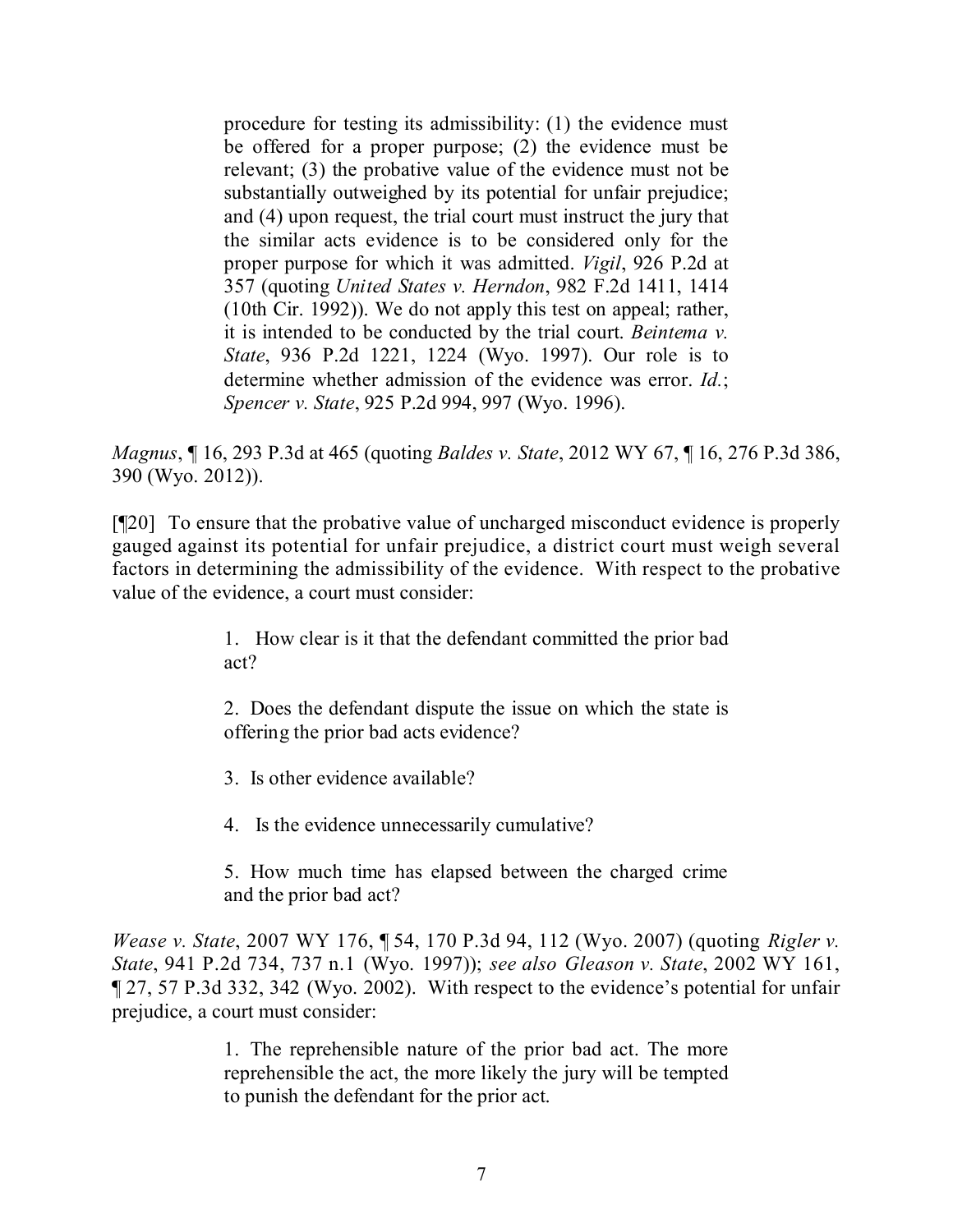> procedure for testing its admissibility: (1) the evidence must be offered for a proper purpose; (2) the evidence must be relevant; (3) the probative value of the evidence must not be substantially outweighed by its potential for unfair prejudice; and (4) upon request, the trial court must instruct the jury that the similar acts evidence is to be considered only for the proper purpose for which it was admitted. *Vigil*, 926 P.2d at 357 (quoting *United States v. Herndon*, 982 F.2d 1411, 1414 (10th Cir. 1992)). We do not apply this test on appeal; rather, it is intended to be conducted by the trial court. *Beintema v. State*, 936 P.2d 1221, 1224 (Wyo. 1997). Our role is to determine whether admission of the evidence was error. *Id.*; *Spencer v. State*, 925 P.2d 994, 997 (Wyo. 1996).

*Magnus*, ¶ 16, 293 P.3d at 465 (quoting *Baldes v. State*, 2012 WY 67, ¶ 16, 276 P.3d 386, 390 (Wyo. 2012)).

[¶20] To ensure that the probative value of uncharged misconduct evidence is properly gauged against its potential for unfair prejudice, a district court must weigh several factors in determining the admissibility of the evidence. With respect to the probative value of the evidence, a court must consider:

> 1. How clear is it that the defendant committed the prior bad act?
>
> 2. Does the defendant dispute the issue on which the state is offering the prior bad acts evidence?
>
> 3. Is other evidence available?
>
> 4. Is the evidence unnecessarily cumulative?
>
> 5. How much time has elapsed between the charged crime and the prior bad act?

*Wease v. State*, 2007 WY 176, ¶ 54, 170 P.3d 94, 112 (Wyo. 2007) (quoting *Rigler v. State*, 941 P.2d 734, 737 n.1 (Wyo. 1997)); *see also Gleason v. State*, 2002 WY 161, ¶ 27, 57 P.3d 332, 342 (Wyo. 2002). With respect to the evidence's potential for unfair prejudice, a court must consider:

> 1. The reprehensible nature of the prior bad act. The more reprehensible the act, the more likely the jury will be tempted to punish the defendant for the prior act.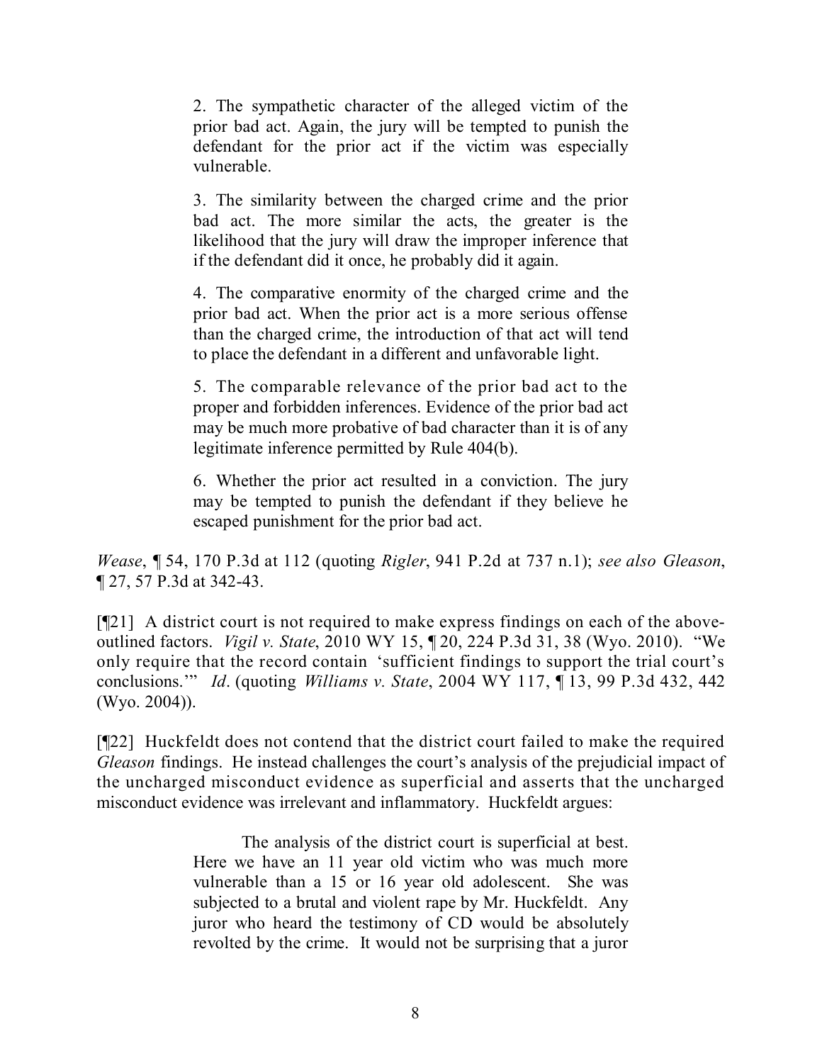> 2. The sympathetic character of the alleged victim of the prior bad act. Again, the jury will be tempted to punish the defendant for the prior act if the victim was especially vulnerable.
>
> 3. The similarity between the charged crime and the prior bad act. The more similar the acts, the greater is the likelihood that the jury will draw the improper inference that if the defendant did it once, he probably did it again.
>
> 4. The comparative enormity of the charged crime and the prior bad act. When the prior act is a more serious offense than the charged crime, the introduction of that act will tend to place the defendant in a different and unfavorable light.
>
> 5. The comparable relevance of the prior bad act to the proper and forbidden inferences. Evidence of the prior bad act may be much more probative of bad character than it is of any legitimate inference permitted by Rule 404(b).
>
> 6. Whether the prior act resulted in a conviction. The jury may be tempted to punish the defendant if they believe he escaped punishment for the prior bad act.

*Wease*, ¶ 54, 170 P.3d at 112 (quoting *Rigler*, 941 P.2d at 737 n.1); *see also Gleason*, ¶ 27, 57 P.3d at 342-43.

[¶21] A district court is not required to make express findings on each of the above-outlined factors. *Vigil v. State*, 2010 WY 15, ¶ 20, 224 P.3d 31, 38 (Wyo. 2010). "We only require that the record contain 'sufficient findings to support the trial court's conclusions.'" *Id*. (quoting *Williams v. State*, 2004 WY 117, ¶ 13, 99 P.3d 432, 442 (Wyo. 2004)).

[¶22] Huckfeldt does not contend that the district court failed to make the required *Gleason* findings. He instead challenges the court's analysis of the prejudicial impact of the uncharged misconduct evidence as superficial and asserts that the uncharged misconduct evidence was irrelevant and inflammatory. Huckfeldt argues:

> The analysis of the district court is superficial at best. Here we have an 11 year old victim who was much more vulnerable than a 15 or 16 year old adolescent. She was subjected to a brutal and violent rape by Mr. Huckfeldt. Any juror who heard the testimony of CD would be absolutely revolted by the crime. It would not be surprising that a juror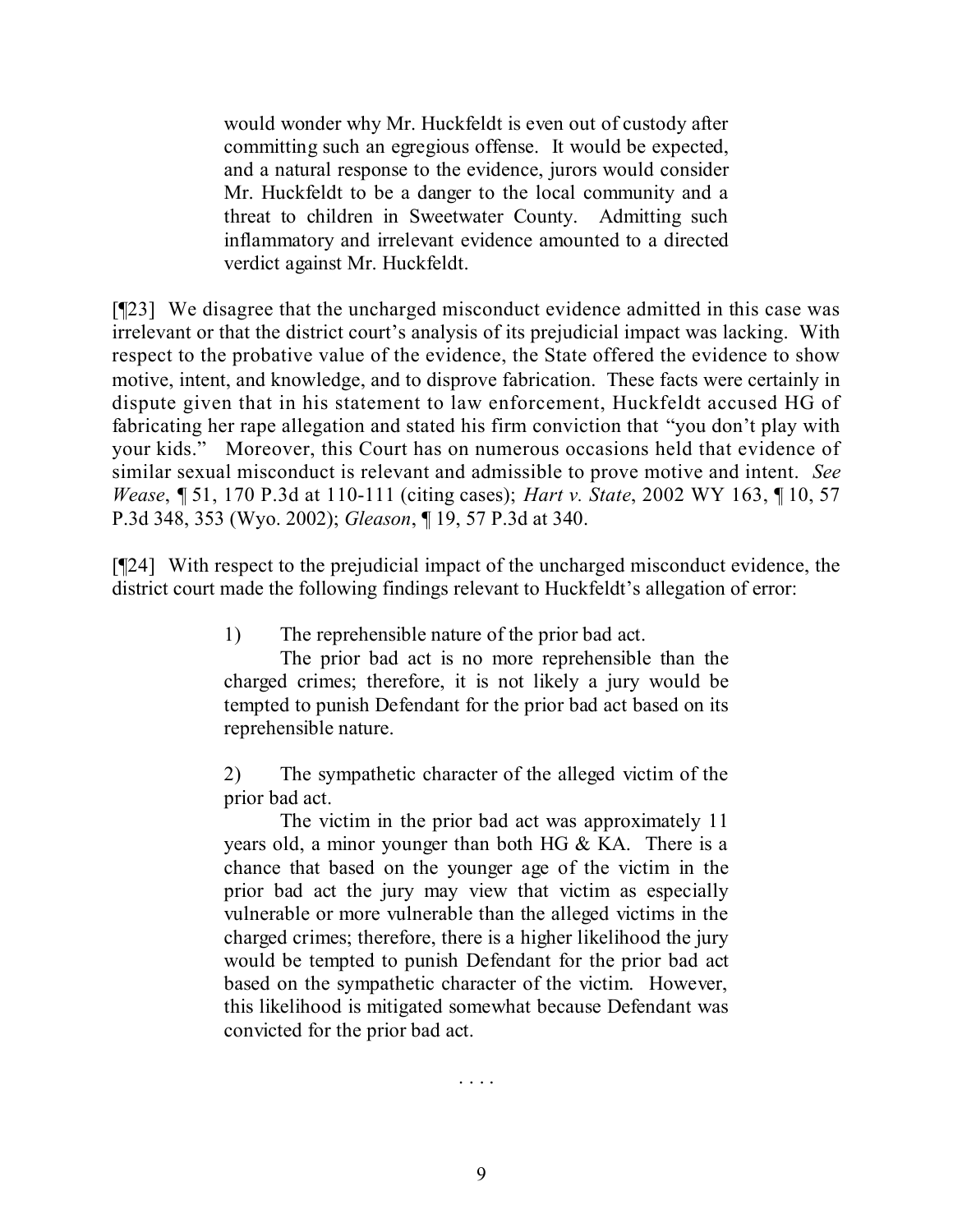> would wonder why Mr. Huckfeldt is even out of custody after committing such an egregious offense. It would be expected, and a natural response to the evidence, jurors would consider Mr. Huckfeldt to be a danger to the local community and a threat to children in Sweetwater County. Admitting such inflammatory and irrelevant evidence amounted to a directed verdict against Mr. Huckfeldt.

[¶23] We disagree that the uncharged misconduct evidence admitted in this case was irrelevant or that the district court's analysis of its prejudicial impact was lacking. With respect to the probative value of the evidence, the State offered the evidence to show motive, intent, and knowledge, and to disprove fabrication. These facts were certainly in dispute given that in his statement to law enforcement, Huckfeldt accused HG of fabricating her rape allegation and stated his firm conviction that "you don't play with your kids." Moreover, this Court has on numerous occasions held that evidence of similar sexual misconduct is relevant and admissible to prove motive and intent. *See Wease*, ¶ 51, 170 P.3d at 110-111 (citing cases); *Hart v. State*, 2002 WY 163, ¶ 10, 57 P.3d 348, 353 (Wyo. 2002); *Gleason*, ¶ 19, 57 P.3d at 340.

[¶24] With respect to the prejudicial impact of the uncharged misconduct evidence, the district court made the following findings relevant to Huckfeldt's allegation of error:

> 1) The reprehensible nature of the prior bad act.
>
> The prior bad act is no more reprehensible than the charged crimes; therefore, it is not likely a jury would be tempted to punish Defendant for the prior bad act based on its reprehensible nature.
>
> 2) The sympathetic character of the alleged victim of the prior bad act.
>
> The victim in the prior bad act was approximately 11 years old, a minor younger than both HG & KA. There is a chance that based on the younger age of the victim in the prior bad act the jury may view that victim as especially vulnerable or more vulnerable than the alleged victims in the charged crimes; therefore, there is a higher likelihood the jury would be tempted to punish Defendant for the prior bad act based on the sympathetic character of the victim. However, this likelihood is mitigated somewhat because Defendant was convicted for the prior bad act.
>
> . . . .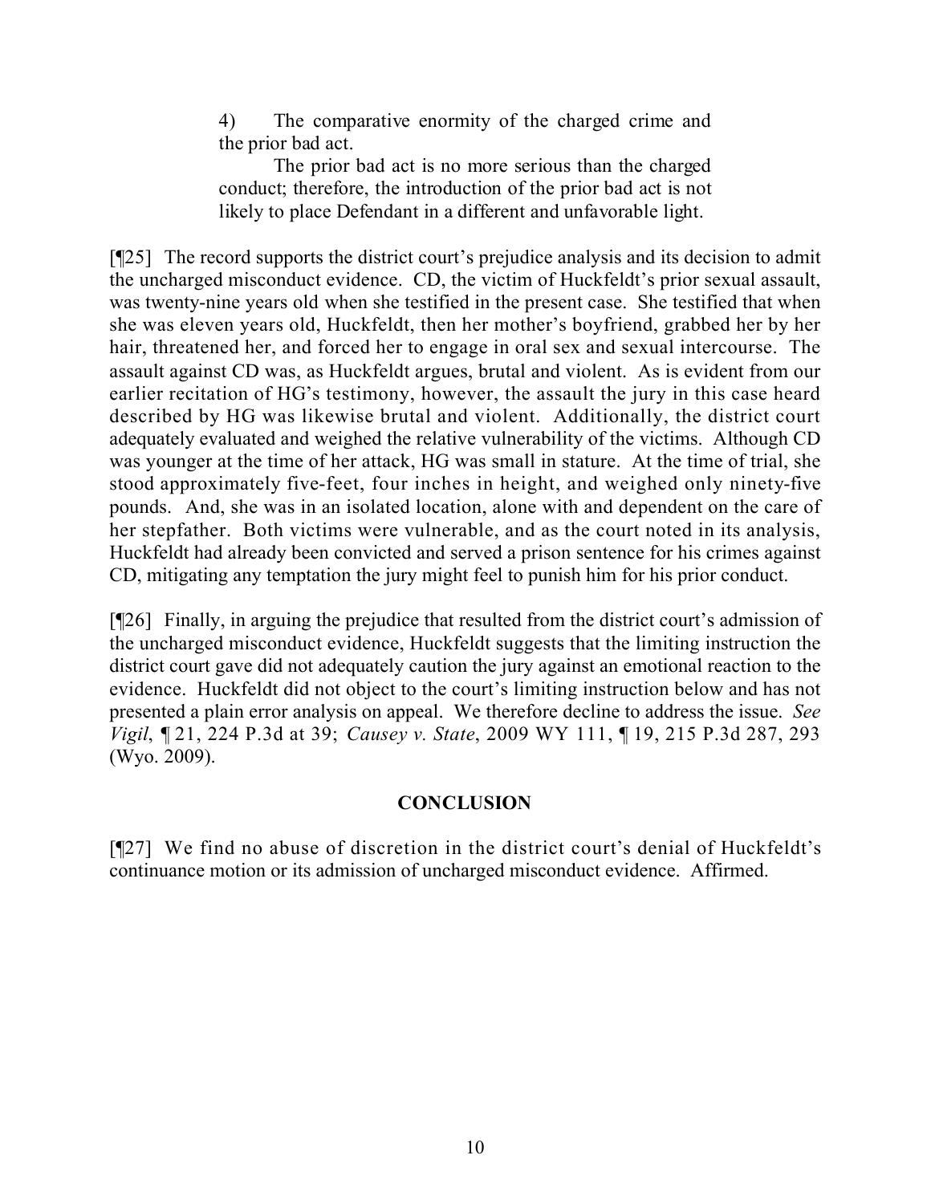> 4) The comparative enormity of the charged crime and the prior bad act.
>
> The prior bad act is no more serious than the charged conduct; therefore, the introduction of the prior bad act is not likely to place Defendant in a different and unfavorable light.

[¶25] The record supports the district court's prejudice analysis and its decision to admit the uncharged misconduct evidence. CD, the victim of Huckfeldt's prior sexual assault, was twenty-nine years old when she testified in the present case. She testified that when she was eleven years old, Huckfeldt, then her mother's boyfriend, grabbed her by her hair, threatened her, and forced her to engage in oral sex and sexual intercourse. The assault against CD was, as Huckfeldt argues, brutal and violent. As is evident from our earlier recitation of HG's testimony, however, the assault the jury in this case heard described by HG was likewise brutal and violent. Additionally, the district court adequately evaluated and weighed the relative vulnerability of the victims. Although CD was younger at the time of her attack, HG was small in stature. At the time of trial, she stood approximately five-feet, four inches in height, and weighed only ninety-five pounds. And, she was in an isolated location, alone with and dependent on the care of her stepfather. Both victims were vulnerable, and as the court noted in its analysis, Huckfeldt had already been convicted and served a prison sentence for his crimes against CD, mitigating any temptation the jury might feel to punish him for his prior conduct.

[¶26] Finally, in arguing the prejudice that resulted from the district court's admission of the uncharged misconduct evidence, Huckfeldt suggests that the limiting instruction the district court gave did not adequately caution the jury against an emotional reaction to the evidence. Huckfeldt did not object to the court's limiting instruction below and has not presented a plain error analysis on appeal. We therefore decline to address the issue. *See Vigil*, ¶ 21, 224 P.3d at 39; *Causey v. State*, 2009 WY 111, ¶ 19, 215 P.3d 287, 293 (Wyo. 2009).

## CONCLUSION

[¶27] We find no abuse of discretion in the district court's denial of Huckfeldt's continuance motion or its admission of uncharged misconduct evidence. Affirmed.